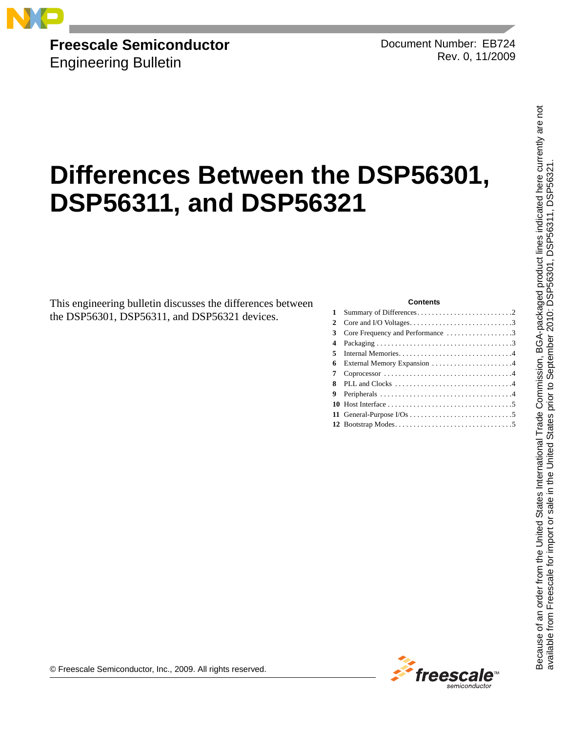**Freescale Semiconductor**
Engineering Bulletin

Document Number: EB724
Rev. 0, 11/2009

# Differences Between the DSP56301, DSP56311, and DSP56321

This engineering bulletin discusses the differences between the DSP56301, DSP56311, and DSP56321 devices.

**Contents**

1. Summary of Differences . . . . . 2
2. Core and I/O Voltages . . . . . 3
3. Core Frequency and Performance . . . . . 3
4. Packaging . . . . . 3
5. Internal Memories . . . . . 4
6. External Memory Expansion . . . . . 4
7. Coprocessor . . . . . 4
8. PLL and Clocks . . . . . 4
9. Peripherals . . . . . 4
10. Host Interface . . . . . 5
11. General-Purpose I/Os . . . . . 5
12. Bootstrap Modes . . . . . 5

Because of an order from the United States International Trade Commission, BGA-packaged product lines indicated here currently are not available from Freescale for import or sale in the United States prior to September 2010: DSP56301, DSP56311, DSP56321.

© Freescale Semiconductor, Inc., 2009. All rights reserved.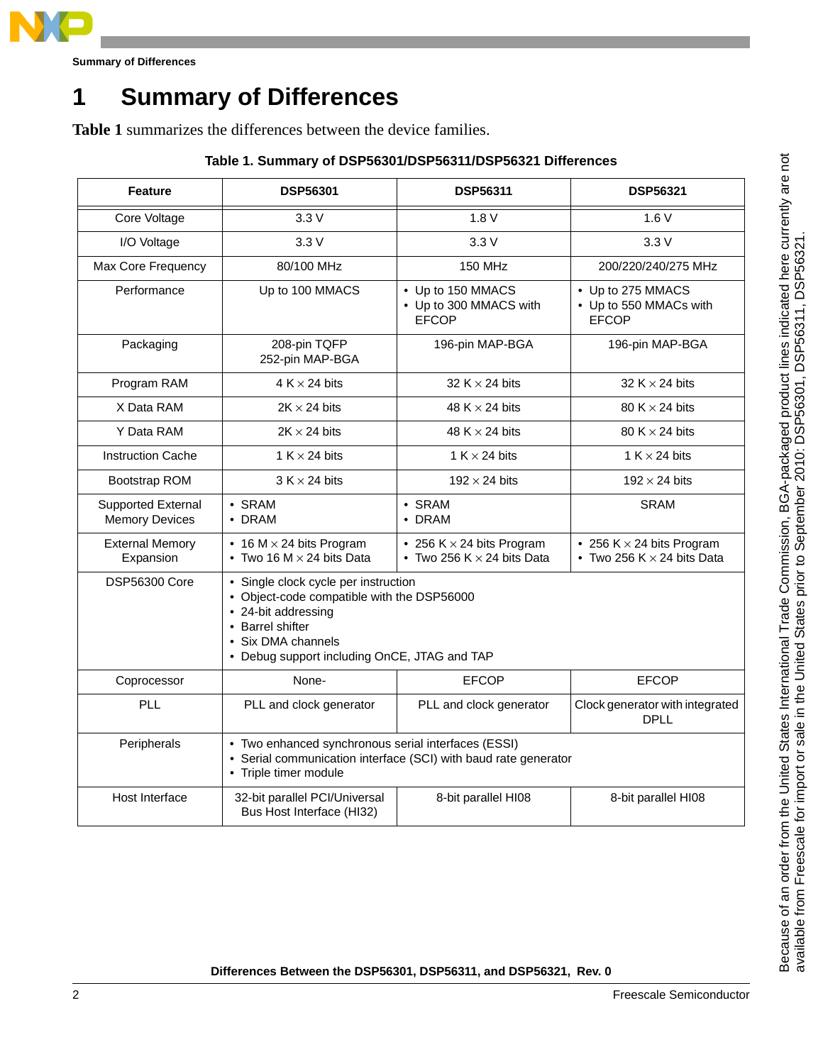# 1 Summary of Differences

**Table 1** summarizes the differences between the device families.

**Table 1. Summary of DSP56301/DSP56311/DSP56321 Differences**

| Feature | DSP56301 | DSP56311 | DSP56321 |
|---|---|---|---|
| Core Voltage | 3.3 V | 1.8 V | 1.6 V |
| I/O Voltage | 3.3 V | 3.3 V | 3.3 V |
| Max Core Frequency | 80/100 MHz | 150 MHz | 200/220/240/275 MHz |
| Performance | Up to 100 MMACS | • Up to 150 MMACS<br>• Up to 300 MMACS with EFCOP | • Up to 275 MMACS<br>• Up to 550 MMACs with EFCOP |
| Packaging | 208-pin TQFP<br>252-pin MAP-BGA | 196-pin MAP-BGA | 196-pin MAP-BGA |
| Program RAM | 4 K × 24 bits | 32 K × 24 bits | 32 K × 24 bits |
| X Data RAM | 2K × 24 bits | 48 K × 24 bits | 80 K × 24 bits |
| Y Data RAM | 2K × 24 bits | 48 K × 24 bits | 80 K × 24 bits |
| Instruction Cache | 1 K × 24 bits | 1 K × 24 bits | 1 K × 24 bits |
| Bootstrap ROM | 3 K × 24 bits | 192 × 24 bits | 192 × 24 bits |
| Supported External Memory Devices | • SRAM<br>• DRAM | • SRAM<br>• DRAM | SRAM |
| External Memory Expansion | • 16 M × 24 bits Program<br>• Two 16 M × 24 bits Data | • 256 K × 24 bits Program<br>• Two 256 K × 24 bits Data | • 256 K × 24 bits Program<br>• Two 256 K × 24 bits Data |
| DSP56300 Core | • Single clock cycle per instruction<br>• Object-code compatible with the DSP56000<br>• 24-bit addressing<br>• Barrel shifter<br>• Six DMA channels<br>• Debug support including OnCE, JTAG and TAP | | |
| Coprocessor | None- | EFCOP | EFCOP |
| PLL | PLL and clock generator | PLL and clock generator | Clock generator with integrated DPLL |
| Peripherals | • Two enhanced synchronous serial interfaces (ESSI)<br>• Serial communication interface (SCI) with baud rate generator<br>• Triple timer module | | |
| Host Interface | 32-bit parallel PCI/Universal Bus Host Interface (HI32) | 8-bit parallel HI08 | 8-bit parallel HI08 |

Because of an order from the United States International Trade Commission, BGA-packaged product lines indicated here currently are not available from Freescale for import or sale in the United States prior to September 2010: DSP56301, DSP56311, DSP56321.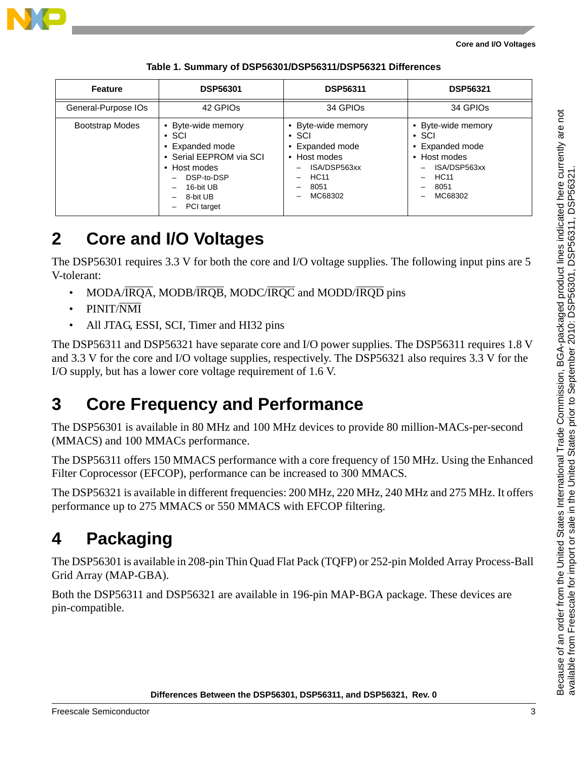Table 1. Summary of DSP56301/DSP56311/DSP56321 Differences

| Feature | DSP56301 | DSP56311 | DSP56321 |
|---|---|---|---|
| General-Purpose IOs | 42 GPIOs | 34 GPIOs | 34 GPIOs |
| Bootstrap Modes | • Byte-wide memory<br>• SCI<br>• Expanded mode<br>• Serial EEPROM via SCI<br>• Host modes<br>– DSP-to-DSP<br>– 16-bit UB<br>– 8-bit UB<br>– PCI target | • Byte-wide memory<br>• SCI<br>• Expanded mode<br>• Host modes<br>– ISA/DSP563xx<br>– HC11<br>– 8051<br>– MC68302 | • Byte-wide memory<br>• SCI<br>• Expanded mode<br>• Host modes<br>– ISA/DSP563xx<br>– HC11<br>– 8051<br>– MC68302 |

# 2 Core and I/O Voltages

The DSP56301 requires 3.3 V for both the core and I/O voltage supplies. The following input pins are 5 V-tolerant:

- MODA/$\overline{\text{IRQA}}$, MODB/$\overline{\text{IRQB}}$, MODC/$\overline{\text{IRQC}}$ and MODD/$\overline{\text{IRQD}}$ pins
- PINIT/$\overline{\text{NMI}}$
- All JTAG, ESSI, SCI, Timer and HI32 pins

The DSP56311 and DSP56321 have separate core and I/O power supplies. The DSP56311 requires 1.8 V and 3.3 V for the core and I/O voltage supplies, respectively. The DSP56321 also requires 3.3 V for the I/O supply, but has a lower core voltage requirement of 1.6 V.

# 3 Core Frequency and Performance

The DSP56301 is available in 80 MHz and 100 MHz devices to provide 80 million-MACs-per-second (MMACS) and 100 MMACs performance.

The DSP56311 offers 150 MMACS performance with a core frequency of 150 MHz. Using the Enhanced Filter Coprocessor (EFCOP), performance can be increased to 300 MMACS.

The DSP56321 is available in different frequencies: 200 MHz, 220 MHz, 240 MHz and 275 MHz. It offers performance up to 275 MMACS or 550 MMACS with EFCOP filtering.

# 4 Packaging

The DSP56301 is available in 208-pin Thin Quad Flat Pack (TQFP) or 252-pin Molded Array Process-Ball Grid Array (MAP-GBA).

Both the DSP56311 and DSP56321 are available in 196-pin MAP-BGA package. These devices are pin-compatible.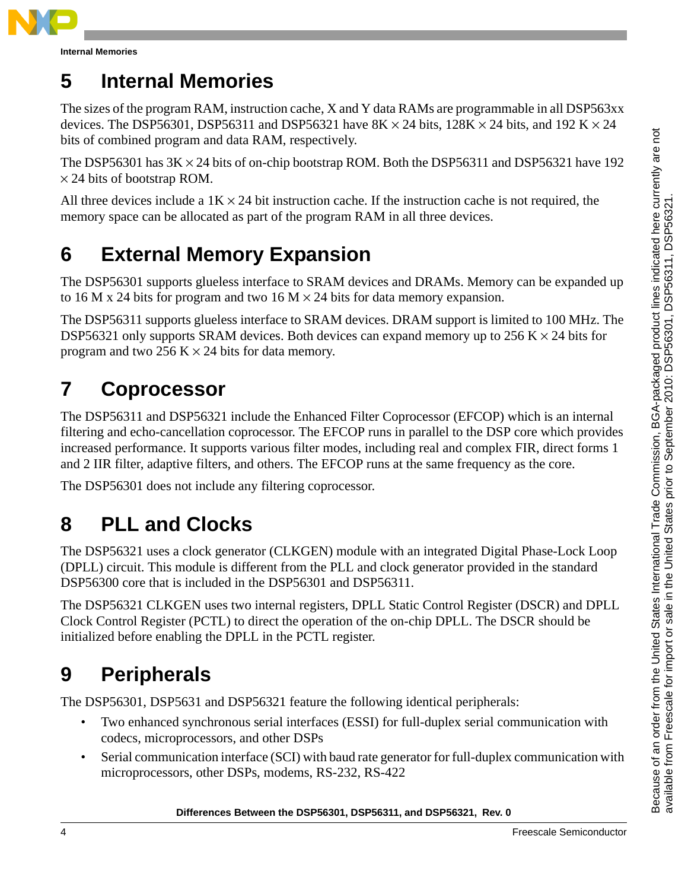# 5 Internal Memories

The sizes of the program RAM, instruction cache, X and Y data RAMs are programmable in all DSP563xx devices. The DSP56301, DSP56311 and DSP56321 have 8K × 24 bits, 128K × 24 bits, and 192 K × 24 bits of combined program and data RAM, respectively.

The DSP56301 has 3K × 24 bits of on-chip bootstrap ROM. Both the DSP56311 and DSP56321 have 192 × 24 bits of bootstrap ROM.

All three devices include a 1K × 24 bit instruction cache. If the instruction cache is not required, the memory space can be allocated as part of the program RAM in all three devices.

# 6 External Memory Expansion

The DSP56301 supports glueless interface to SRAM devices and DRAMs. Memory can be expanded up to 16 M x 24 bits for program and two 16 M × 24 bits for data memory expansion.

The DSP56311 supports glueless interface to SRAM devices. DRAM support is limited to 100 MHz. The DSP56321 only supports SRAM devices. Both devices can expand memory up to 256 K × 24 bits for program and two 256 K × 24 bits for data memory.

# 7 Coprocessor

The DSP56311 and DSP56321 include the Enhanced Filter Coprocessor (EFCOP) which is an internal filtering and echo-cancellation coprocessor. The EFCOP runs in parallel to the DSP core which provides increased performance. It supports various filter modes, including real and complex FIR, direct forms 1 and 2 IIR filter, adaptive filters, and others. The EFCOP runs at the same frequency as the core.

The DSP56301 does not include any filtering coprocessor.

# 8 PLL and Clocks

The DSP56321 uses a clock generator (CLKGEN) module with an integrated Digital Phase-Lock Loop (DPLL) circuit. This module is different from the PLL and clock generator provided in the standard DSP56300 core that is included in the DSP56301 and DSP56311.

The DSP56321 CLKGEN uses two internal registers, DPLL Static Control Register (DSCR) and DPLL Clock Control Register (PCTL) to direct the operation of the on-chip DPLL. The DSCR should be initialized before enabling the DPLL in the PCTL register.

# 9 Peripherals

The DSP56301, DSP5631 and DSP56321 feature the following identical peripherals:

- Two enhanced synchronous serial interfaces (ESSI) for full-duplex serial communication with codecs, microprocessors, and other DSPs
- Serial communication interface (SCI) with baud rate generator for full-duplex communication with microprocessors, other DSPs, modems, RS-232, RS-422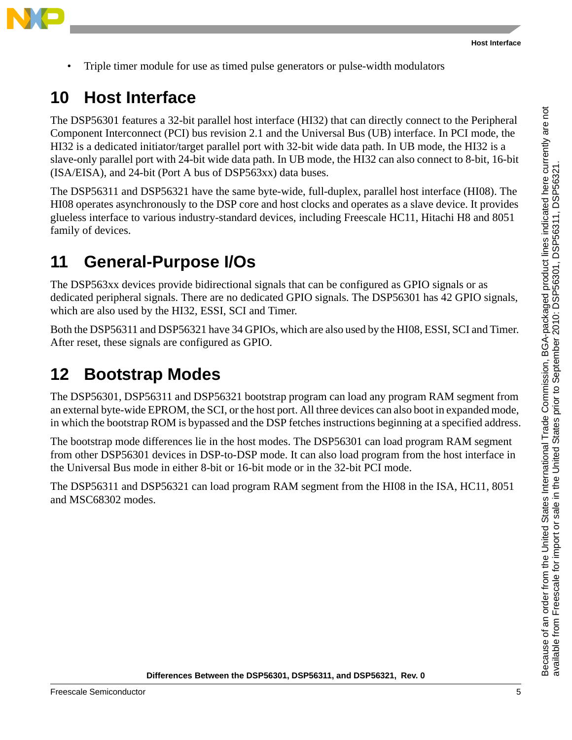- Triple timer module for use as timed pulse generators or pulse-width modulators

# 10 Host Interface

The DSP56301 features a 32-bit parallel host interface (HI32) that can directly connect to the Peripheral Component Interconnect (PCI) bus revision 2.1 and the Universal Bus (UB) interface. In PCI mode, the HI32 is a dedicated initiator/target parallel port with 32-bit wide data path. In UB mode, the HI32 is a slave-only parallel port with 24-bit wide data path. In UB mode, the HI32 can also connect to 8-bit, 16-bit (ISA/EISA), and 24-bit (Port A bus of DSP563xx) data buses.

The DSP56311 and DSP56321 have the same byte-wide, full-duplex, parallel host interface (HI08). The HI08 operates asynchronously to the DSP core and host clocks and operates as a slave device. It provides glueless interface to various industry-standard devices, including Freescale HC11, Hitachi H8 and 8051 family of devices.

# 11 General-Purpose I/Os

The DSP563xx devices provide bidirectional signals that can be configured as GPIO signals or as dedicated peripheral signals. There are no dedicated GPIO signals. The DSP56301 has 42 GPIO signals, which are also used by the HI32, ESSI, SCI and Timer.

Both the DSP56311 and DSP56321 have 34 GPIOs, which are also used by the HI08, ESSI, SCI and Timer. After reset, these signals are configured as GPIO.

# 12 Bootstrap Modes

The DSP56301, DSP56311 and DSP56321 bootstrap program can load any program RAM segment from an external byte-wide EPROM, the SCI, or the host port. All three devices can also boot in expanded mode, in which the bootstrap ROM is bypassed and the DSP fetches instructions beginning at a specified address.

The bootstrap mode differences lie in the host modes. The DSP56301 can load program RAM segment from other DSP56301 devices in DSP-to-DSP mode. It can also load program from the host interface in the Universal Bus mode in either 8-bit or 16-bit mode or in the 32-bit PCI mode.

The DSP56311 and DSP56321 can load program RAM segment from the HI08 in the ISA, HC11, 8051 and MSC68302 modes.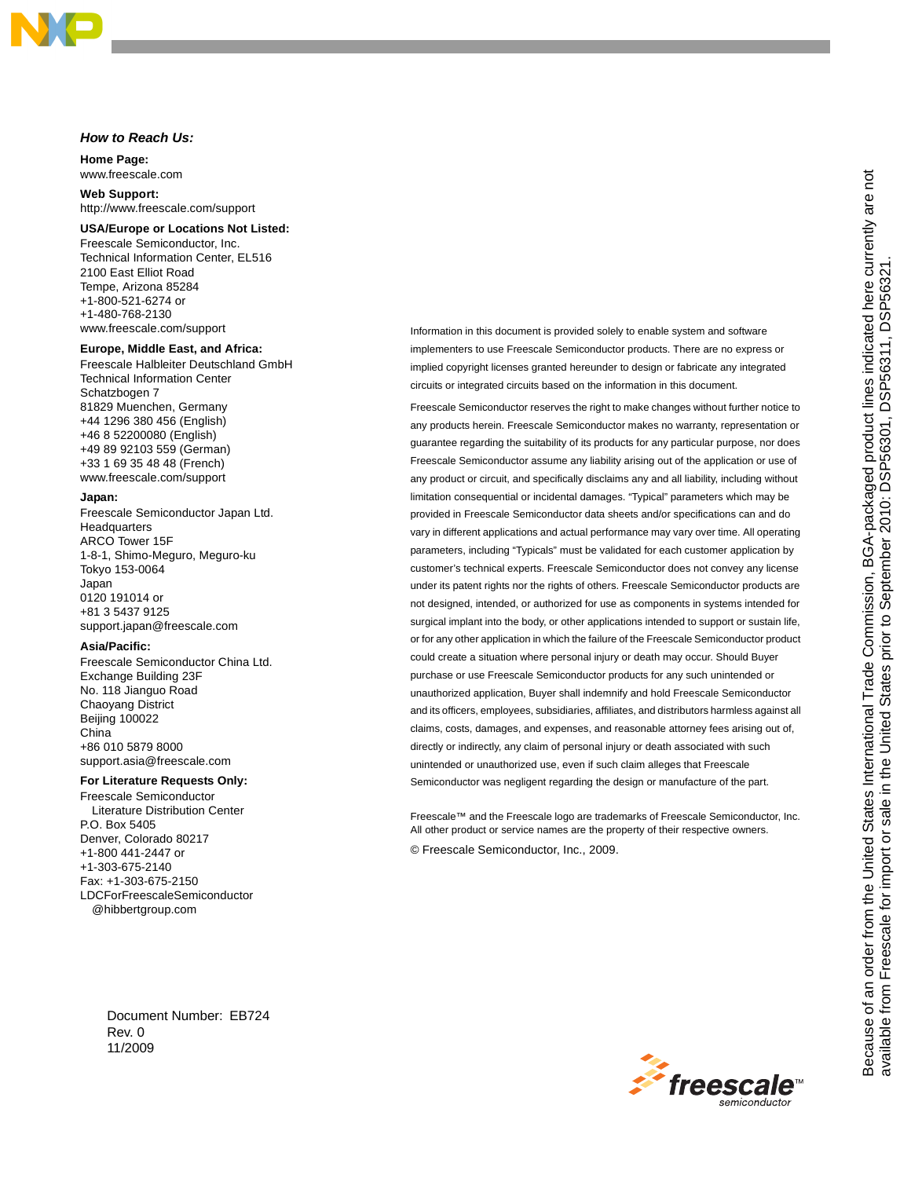*How to Reach Us:*

**Home Page:**
www.freescale.com

**Web Support:**
http://www.freescale.com/support

**USA/Europe or Locations Not Listed:**
Freescale Semiconductor, Inc.
Technical Information Center, EL516
2100 East Elliot Road
Tempe, Arizona 85284
+1-800-521-6274 or
+1-480-768-2130
www.freescale.com/support

**Europe, Middle East, and Africa:**
Freescale Halbleiter Deutschland GmbH
Technical Information Center
Schatzbogen 7
81829 Muenchen, Germany
+44 1296 380 456 (English)
+46 8 52200080 (English)
+49 89 92103 559 (German)
+33 1 69 35 48 48 (French)
www.freescale.com/support

**Japan:**
Freescale Semiconductor Japan Ltd.
Headquarters
ARCO Tower 15F
1-8-1, Shimo-Meguro, Meguro-ku
Tokyo 153-0064
Japan
0120 191014 or
+81 3 5437 9125
support.japan@freescale.com

**Asia/Pacific:**
Freescale Semiconductor China Ltd.
Exchange Building 23F
No. 118 Jianguo Road
Chaoyang District
Beijing 100022
China
+86 010 5879 8000
support.asia@freescale.com

**For Literature Requests Only:**
Freescale Semiconductor
Literature Distribution Center
P.O. Box 5405
Denver, Colorado 80217
+1-800 441-2447 or
+1-303-675-2140
Fax: +1-303-675-2150
LDCForFreescaleSemiconductor
@hibbertgroup.com

Information in this document is provided solely to enable system and software implementers to use Freescale Semiconductor products. There are no express or implied copyright licenses granted hereunder to design or fabricate any integrated circuits or integrated circuits based on the information in this document.

Freescale Semiconductor reserves the right to make changes without further notice to any products herein. Freescale Semiconductor makes no warranty, representation or guarantee regarding the suitability of its products for any particular purpose, nor does Freescale Semiconductor assume any liability arising out of the application or use of any product or circuit, and specifically disclaims any and all liability, including without limitation consequential or incidental damages. "Typical" parameters which may be provided in Freescale Semiconductor data sheets and/or specifications can and do vary in different applications and actual performance may vary over time. All operating parameters, including "Typicals" must be validated for each customer application by customer's technical experts. Freescale Semiconductor does not convey any license under its patent rights nor the rights of others. Freescale Semiconductor products are not designed, intended, or authorized for use as components in systems intended for surgical implant into the body, or other applications intended to support or sustain life, or for any other application in which the failure of the Freescale Semiconductor product could create a situation where personal injury or death may occur. Should Buyer purchase or use Freescale Semiconductor products for any such unintended or unauthorized application, Buyer shall indemnify and hold Freescale Semiconductor and its officers, employees, subsidiaries, affiliates, and distributors harmless against all claims, costs, damages, and expenses, and reasonable attorney fees arising out of, directly or indirectly, any claim of personal injury or death associated with such unintended or unauthorized use, even if such claim alleges that Freescale Semiconductor was negligent regarding the design or manufacture of the part.

Freescale™ and the Freescale logo are trademarks of Freescale Semiconductor, Inc. All other product or service names are the property of their respective owners.

© Freescale Semiconductor, Inc., 2009.

Document Number: EB724
Rev. 0
11/2009

Because of an order from the United States International Trade Commission, BGA-packaged product lines indicated here currently are not available from Freescale for import or sale in the United States prior to September 2010: DSP56301, DSP56311, DSP56321.